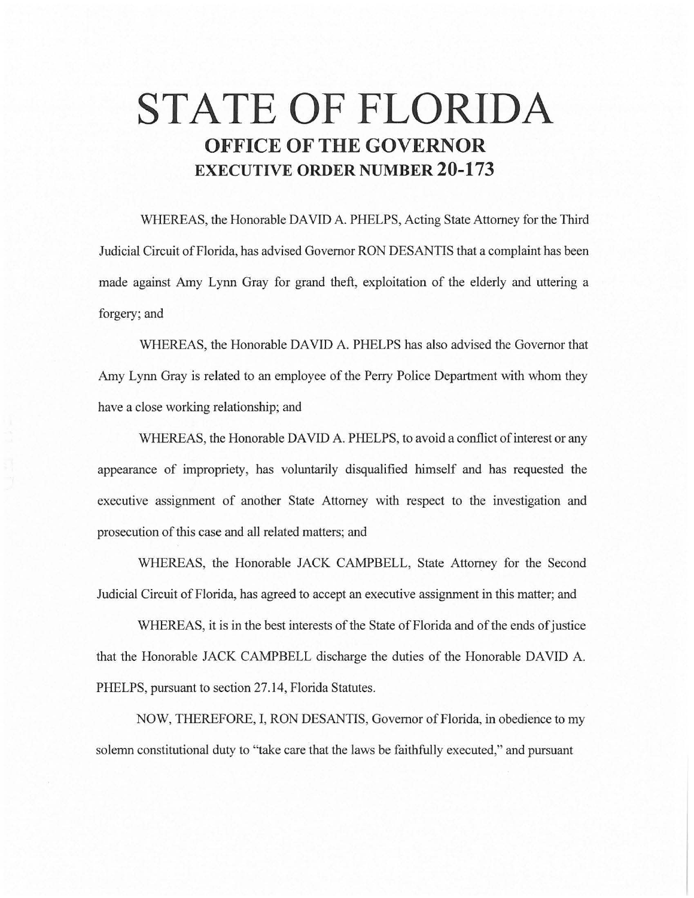# STATE OF FLORIDA

## OFFICE OF THE GOVERNOR

## EXECUTIVE ORDER NUMBER 20-173

WHEREAS, the Honorable DAVID A. PHELPS, Acting State Attorney for the Third Judicial Circuit of Florida, has advised Governor RON DESANTIS that a complaint has been made against Amy Lynn Gray for grand theft, exploitation of the elderly and uttering a forgery; and

WHEREAS, the Honorable DAVID A. PHELPS has also advised the Governor that Amy Lynn Gray is related to an employee of the Perry Police Department with whom they have a close working relationship; and

WHEREAS, the Honorable DAVID A. PHELPS, to avoid a conflict of interest or any appearance of impropriety, has voluntarily disqualified himself and has requested the executive assignment of another State Attorney with respect to the investigation and prosecution of this case and all related matters; and

WHEREAS, the Honorable JACK CAMPBELL, State Attorney for the Second Judicial Circuit of Florida, has agreed to accept an executive assignment in this matter; and

WHEREAS, it is in the best interests of the State of Florida and of the ends of justice that the Honorable JACK CAMPBELL discharge the duties of the Honorable DAVID A. PHELPS, pursuant to section 27.14, Florida Statutes.

NOW, THEREFORE, I, RON DESANTIS, Governor of Florida, in obedience to my solemn constitutional duty to "take care that the laws be faithfully executed," and pursuant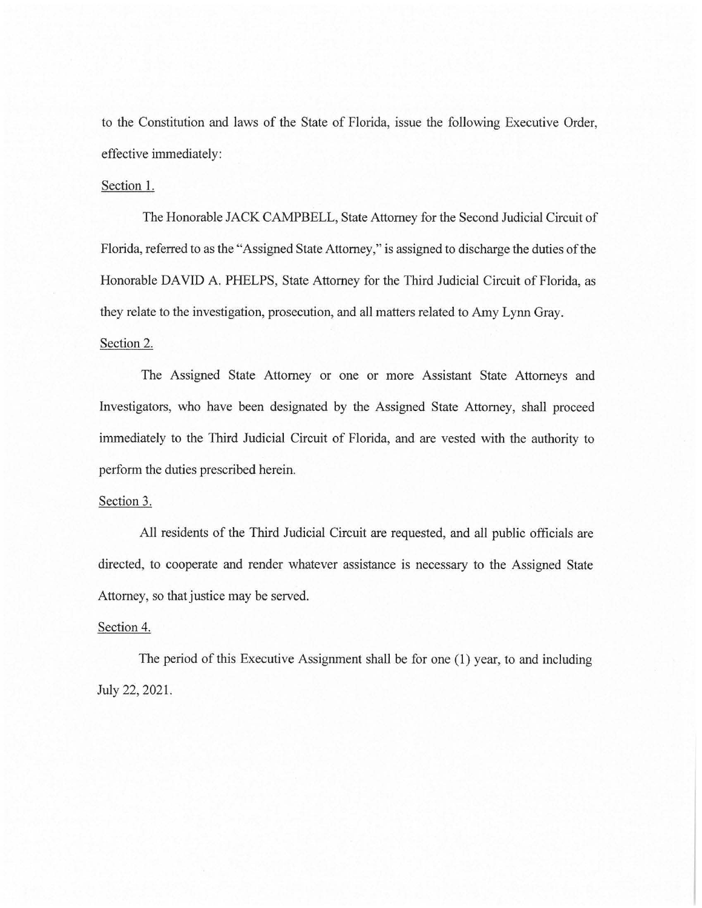to the Constitution and laws of the State of Florida, issue the following Executive Order, effective immediately:

Section 1.

The Honorable JACK CAMPBELL, State Attorney for the Second Judicial Circuit of Florida, referred to as the "Assigned State Attorney," is assigned to discharge the duties of the Honorable DAVID A. PHELPS, State Attorney for the Third Judicial Circuit of Florida, as they relate to the investigation, prosecution, and all matters related to Amy Lynn Gray.

Section 2.

The Assigned State Attorney or one or more Assistant State Attorneys and Investigators, who have been designated by the Assigned State Attorney, shall proceed immediately to the Third Judicial Circuit of Florida, and are vested with the authority to perform the duties prescribed herein.

Section 3.

All residents of the Third Judicial Circuit are requested, and all public officials are directed, to cooperate and render whatever assistance is necessary to the Assigned State Attorney, so that justice may be served.

Section 4.

The period of this Executive Assignment shall be for one (1) year, to and including July 22, 2021.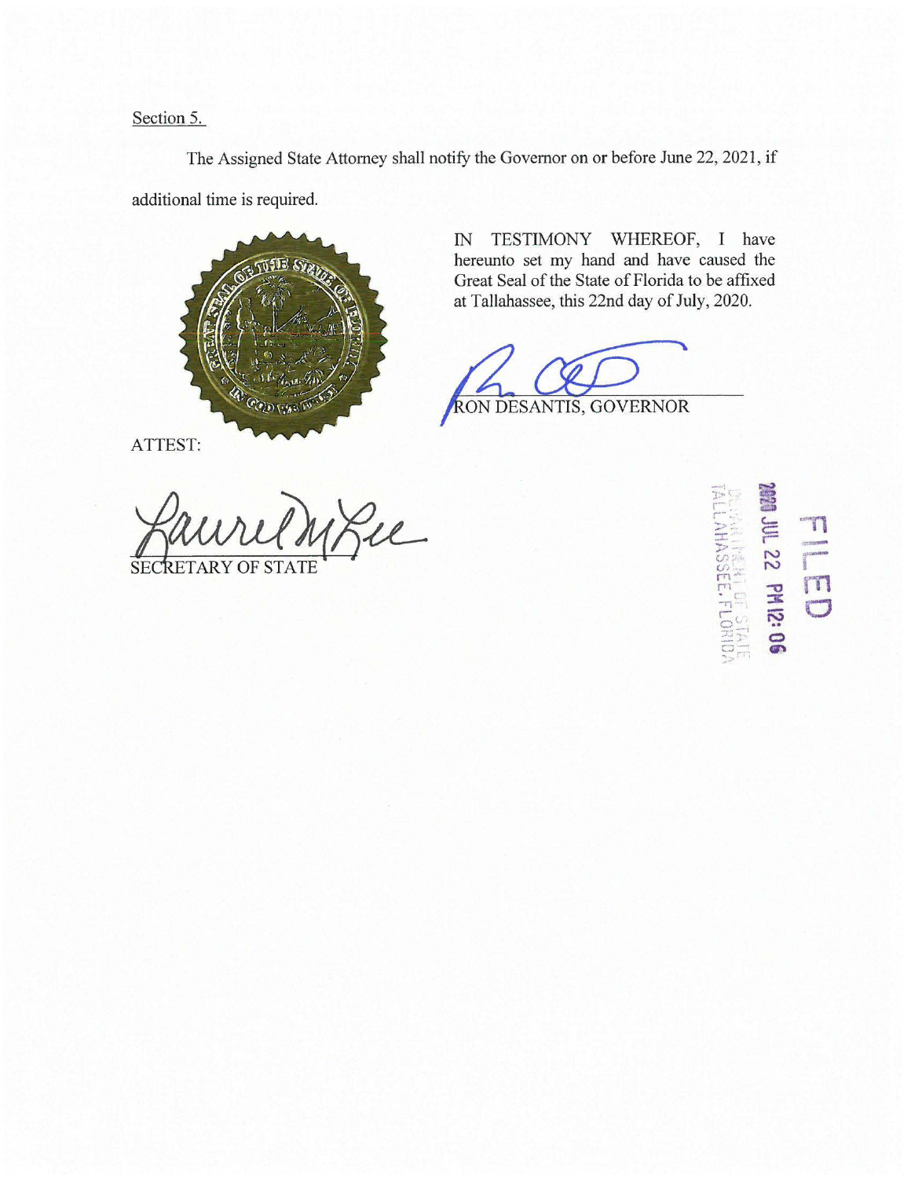Section 5.

The Assigned State Attorney shall notify the Governor on or before June 22, 2021, if additional time is required.

IN TESTIMONY WHEREOF, I have hereunto set my hand and have caused the Great Seal of the State of Florida to be affixed at Tallahassee, this 22nd day of July, 2020.

RON DESANTIS, GOVERNOR

ATTEST:

SECRETARY OF STATE

FILED
2020 JUL 22 PM 12:06
DEPARTMENT OF STATE
TALLAHASSEE, FLORIDA